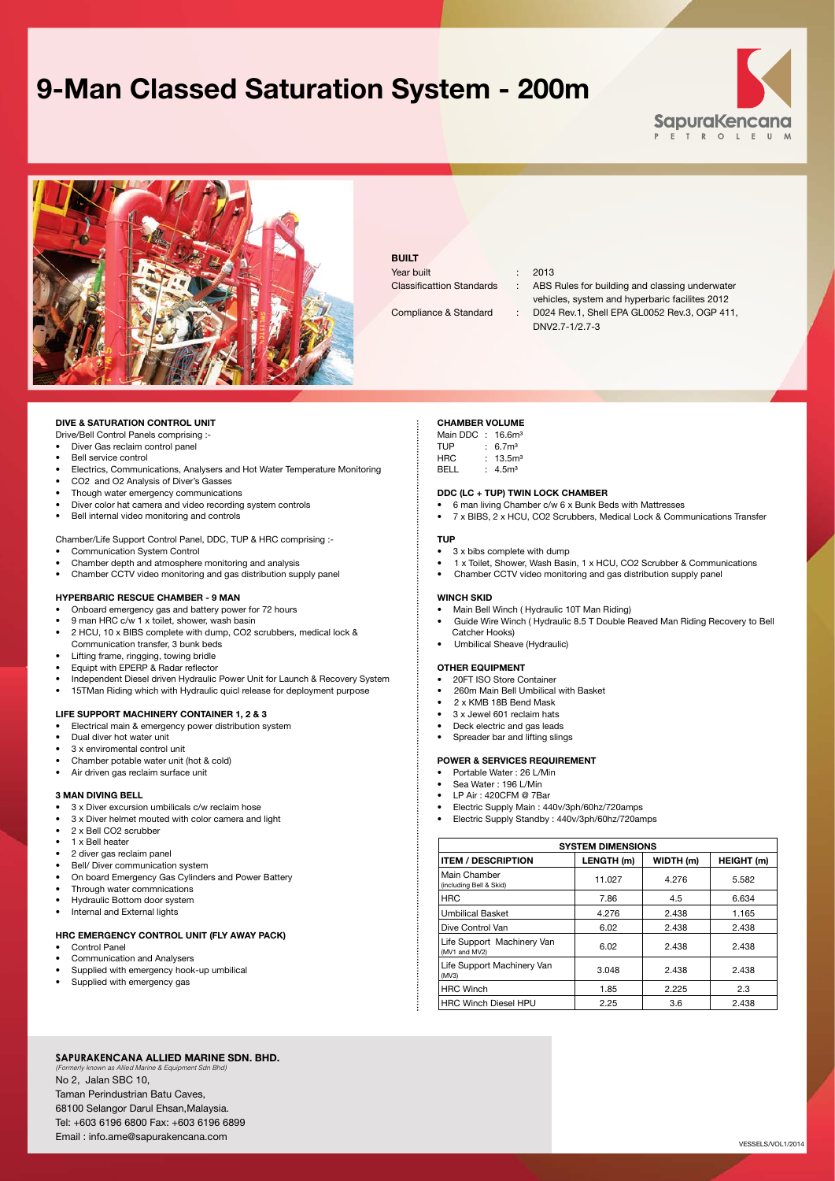# 9-Man Classed Saturation System - 200m

SapuraKencana PETROLEUM

**BUILT**

Year built : 2013

Classificattion Standards : ABS Rules for building and classing underwater vehicles, system and hyperbaric facilites 2012

Compliance & Standard : D024 Rev.1, Shell EPA GL0052 Rev.3, OGP 411, DNV2.7-1/2.7-3

### DIVE & SATURATION CONTROL UNIT

Drive/Bell Control Panels comprising :-

- Diver Gas reclaim control panel
- Bell service control
- Electrics, Communications, Analysers and Hot Water Temperature Monitoring
- CO2 and O2 Analysis of Diver's Gasses
- Though water emergency communications
- Diver color hat camera and video recording system controls
- Bell internal video monitoring and controls

Chamber/Life Support Control Panel, DDC, TUP & HRC comprising :-

- Communication System Control
- Chamber depth and atmosphere monitoring and analysis
- Chamber CCTV video monitoring and gas distribution supply panel

### HYPERBARIC RESCUE CHAMBER - 9 MAN

- Onboard emergency gas and battery power for 72 hours
- 9 man HRC c/w 1 x toilet, shower, wash basin
- 2 HCU, 10 x BIBS complete with dump, CO2 scrubbers, medical lock & Communication transfer, 3 bunk beds
- Lifting frame, ringging, towing bridle
- Equipt with EPERP & Radar reflector
- Independent Diesel driven Hydraulic Power Unit for Launch & Recovery System
- 15TMan Riding which with Hydraulic quicl release for deployment purpose

### LIFE SUPPORT MACHINERY CONTAINER 1, 2 & 3

- Electrical main & emergency power distribution system
- Dual diver hot water unit
- 3 x enviromental control unit
- Chamber potable water unit (hot & cold)
- Air driven gas reclaim surface unit

### 3 MAN DIVING BELL

- 3 x Diver excursion umbilicals c/w reclaim hose
- 3 x Diver helmet mouted with color camera and light
- 2 x Bell CO2 scrubber
- 1 x Bell heater
- 2 diver gas reclaim panel
- Bell/ Diver communication system
- On board Emergency Gas Cylinders and Power Battery
- Through water commnications
- Hydraulic Bottom door system
- Internal and External lights

### HRC EMERGENCY CONTROL UNIT (FLY AWAY PACK)

- Control Panel
- Communication and Analysers
- Supplied with emergency hook-up umbilical
- Supplied with emergency gas

### CHAMBER VOLUME

Main DDC : 16.6m³
TUP : 6.7m³
HRC : 13.5m³
BELL : 4.5m³

### DDC (LC + TUP) TWIN LOCK CHAMBER

- 6 man living Chamber c/w 6 x Bunk Beds with Mattresses
- 7 x BIBS, 2 x HCU, CO2 Scrubbers, Medical Lock & Communications Transfer

### TUP

- 3 x bibs complete with dump
- 1 x Toilet, Shower, Wash Basin, 1 x HCU, CO2 Scrubber & Communications
- Chamber CCTV video monitoring and gas distribution supply panel

### WINCH SKID

- Main Bell Winch ( Hydraulic 10T Man Riding)
- Guide Wire Winch ( Hydraulic 8.5 T Double Reaved Man Riding Recovery to Bell Catcher Hooks)
- Umbilical Sheave (Hydraulic)

### OTHER EQUIPMENT

- 20FT ISO Store Container
- 260m Main Bell Umbilical with Basket
- 2 x KMB 18B Bend Mask
- 3 x Jewel 601 reclaim hats
- Deck electric and gas leads
- Spreader bar and lifting slings

### POWER & SERVICES REQUIREMENT

- Portable Water : 26 L/Min
- Sea Water : 196 L/Min
- LP Air : 420CFM @ 7Bar
- Electric Supply Main : 440v/3ph/60hz/720amps
- Electric Supply Standby : 440v/3ph/60hz/720amps

| SYSTEM DIMENSIONS | | | |
|---|---|---|---|
| ITEM / DESCRIPTION | LENGTH (m) | WIDTH (m) | HEIGHT (m) |
| Main Chamber (including Bell & Skid) | 11.027 | 4.276 | 5.582 |
| HRC | 7.86 | 4.5 | 6.634 |
| Umbilical Basket | 4.276 | 2.438 | 1.165 |
| Dive Control Van | 6.02 | 2.438 | 2.438 |
| Life Support Machinery Van (MV1 and MV2) | 6.02 | 2.438 | 2.438 |
| Life Support Machinery Van (MV3) | 3.048 | 2.438 | 2.438 |
| HRC Winch | 1.85 | 2.225 | 2.3 |
| HRC Winch Diesel HPU | 2.25 | 3.6 | 2.438 |

**SAPURAKENCANA ALLIED MARINE SDN. BHD.**
*(Formerly known as Allied Marine & Equipment Sdn Bhd)*
No 2, Jalan SBC 10,
Taman Perindustrian Batu Caves,
68100 Selangor Darul Ehsan,Malaysia.
Tel: +603 6196 6800 Fax: +603 6196 6899
Email : info.ame@sapurakencana.com

VESSELS/VOL1/2014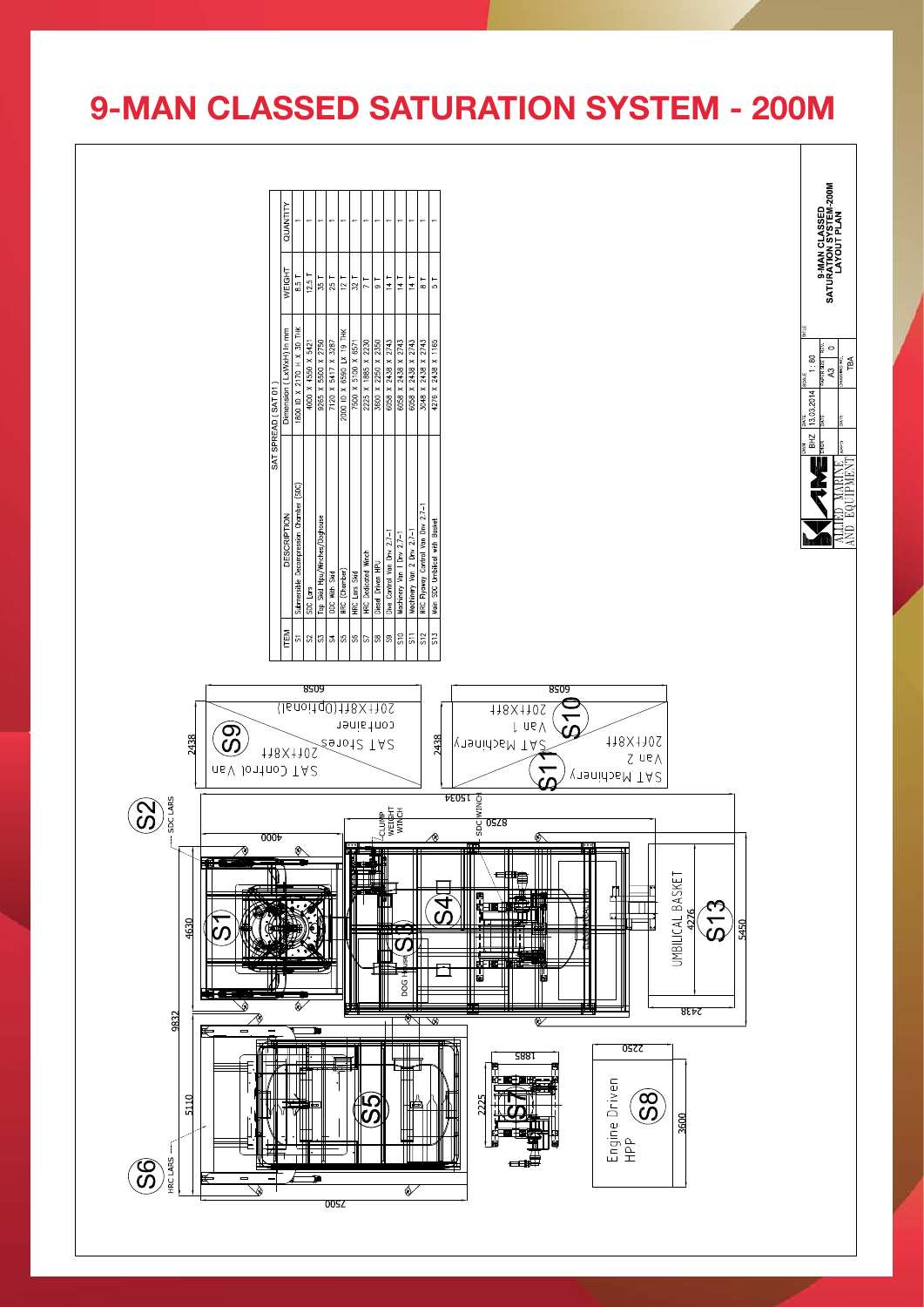# 9-MAN CLASSED SATURATION SYSTEM - 200M

SAT SPREAD ( SAT 01 )

| ITEM | DESCRIPTION | Dimension ( LxWxH) in mm | WEIGHT | QUANTITY |
|---|---|---|---|---|
| S1 | Submersible Decompression Chamber (SDC) | 1800 ID X 2170 H X 30 THK | 8.5 T | 1 |
| S2 | SDC Lars | 4000 X 4550 X 5421 | 12.5 T | 1 |
| S3 | Top Skid Hpu/Winches/Doghouse | 9265 X 5500 X 2750 | 35 T | 1 |
| S4 | DDC With Skid | 7120 X 5417 X 3287 | 25 T | 1 |
| S5 | HRC (Chamber) | 2000 ID X 6590 LX 19 THK | 12 T | 1 |
| S6 | HRC Lars Skid | 7500 X 5100 X 8571 | 32 T | 1 |
| S7 | HRC Dedicated Winch | 2225 X 1885 X 2230 | 7 T | 1 |
| S8 | Diesel Driven HPU | 3600 X 2250 X 2350 | 9 T | 1 |
| S9 | Dive Control Van Dnv 2.7-1 | 6058 X 2438 X 2743 | 14 T | 1 |
| S10 | Machinery Van 1 Dnv 2.7-1 | 6058 X 2438 X 2743 | 14 T | 1 |
| S11 | Machinery Van 2 Dnv 2.7-1 | 6058 X 2438 X 2743 | 14 T | 1 |
| S12 | HRC Flyaway Control Van Dnv 2.7-1 | 3048 X 2438 X 2743 | 8 T | 1 |
| S13 | Main SDC Umbilical with Basket | 4276 X 2438 X 1165 | 5 T | 1 |

S1
S2 SDC LARS
S3 DOG HOUSE
S4
S5
S6 HRC LARS
S7
S8 Engine Driven HPP
S9 SAT Control Van 20ftX8ft SAT Stores Container 20ftX8ft(Optional)
S10 SAT Machinery Van 1 20ftX8ft
S11 SAT Machinery Van 2 20ftX8ft
S13 UMBILICAL BASKET

CLUMP WEIGHT WINCH
SDC WINCH

4000
4630
9832
5110
7500
2438
6058
15034
8730
5450
4276
2438
1885
2225
2250
3600

ALLIED MARINE AND EQUIPMENT

DRW BHZ | DATE 13.03.2014 | SCALE 1 : 80 | PAPER SIZE A3 | REV. 0 | DRAWING NO. TBA

TITLE: 9-MAN CLASSED SATURATION SYSTEM-200M LAYOUT PLAN